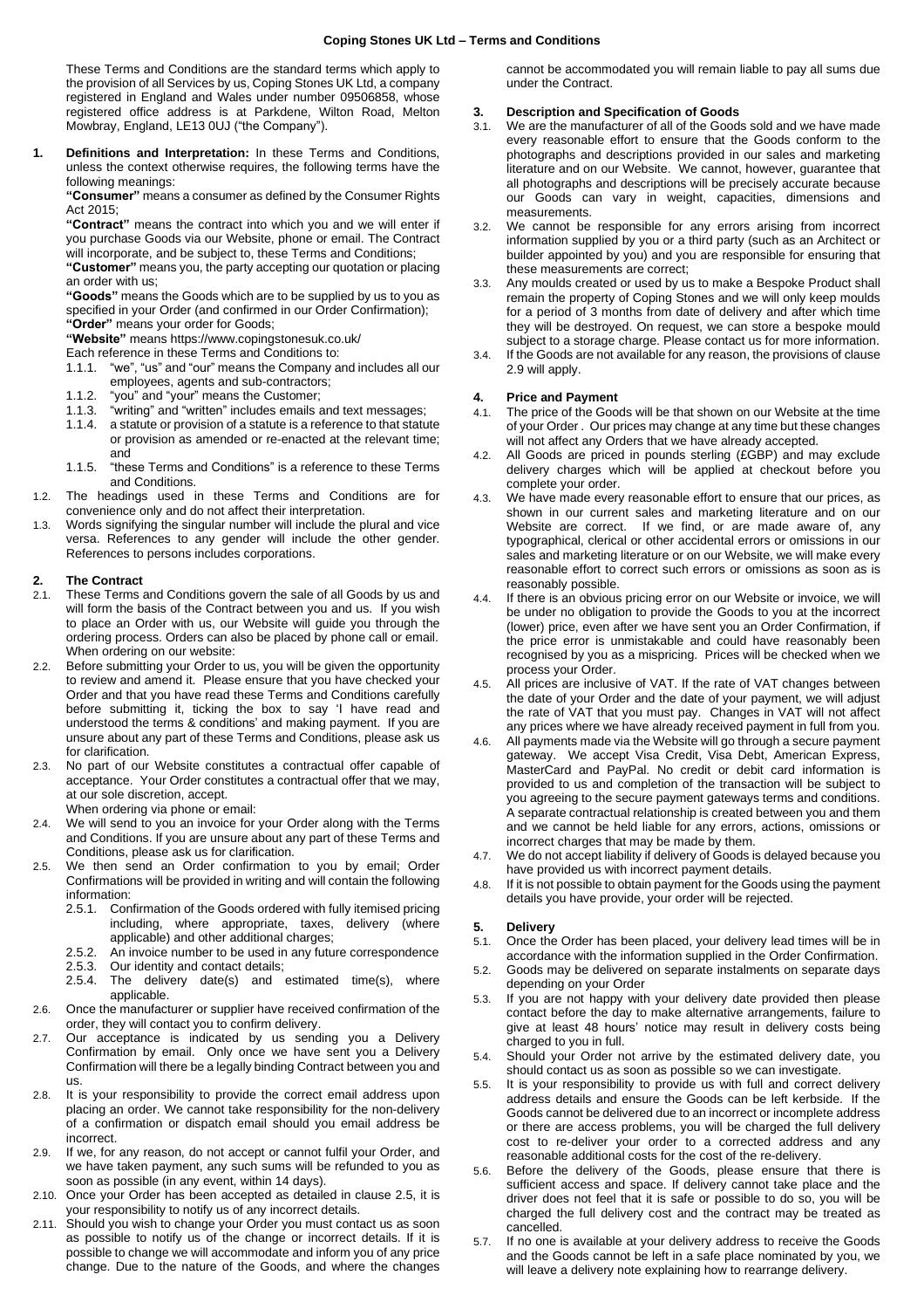# Coping Stones UK Ltd – Terms and Conditions

These Terms and Conditions are the standard terms which apply to the provision of all Services by us, Coping Stones UK Ltd, a company registered in England and Wales under number 09506858, whose registered office address is at Parkdene, Wilton Road, Melton Mowbray, England, LE13 0UJ ("the Company").

**1. Definitions and Interpretation:** In these Terms and Conditions, unless the context otherwise requires, the following terms have the following meanings:

**"Consumer"** means a consumer as defined by the Consumer Rights Act 2015;

**"Contract"** means the contract into which you and we will enter if you purchase Goods via our Website, phone or email. The Contract will incorporate, and be subject to, these Terms and Conditions;

**"Customer"** means you, the party accepting our quotation or placing an order with us;

**"Goods"** means the Goods which are to be supplied by us to you as specified in your Order (and confirmed in our Order Confirmation);

**"Order"** means your order for Goods;

**"Website"** means https://www.copingstonesuk.co.uk/

Each reference in these Terms and Conditions to:

1.1.1. "we", "us" and "our" means the Company and includes all our employees, agents and sub-contractors;

1.1.2. "you" and "your" means the Customer;

1.1.3. "writing" and "written" includes emails and text messages;

1.1.4. a statute or provision of a statute is a reference to that statute or provision as amended or re-enacted at the relevant time; and

1.1.5. "these Terms and Conditions" is a reference to these Terms and Conditions.

1.2. The headings used in these Terms and Conditions are for convenience only and do not affect their interpretation.

1.3. Words signifying the singular number will include the plural and vice versa. References to any gender will include the other gender. References to persons includes corporations.

## 2. The Contract

2.1. These Terms and Conditions govern the sale of all Goods by us and will form the basis of the Contract between you and us. If you wish to place an Order with us, our Website will guide you through the ordering process. Orders can also be placed by phone call or email.

When ordering on our website:

2.2. Before submitting your Order to us, you will be given the opportunity to review and amend it. Please ensure that you have checked your Order and that you have read these Terms and Conditions carefully before submitting it, ticking the box to say 'I have read and understood the terms & conditions' and making payment. If you are unsure about any part of these Terms and Conditions, please ask us for clarification.

2.3. No part of our Website constitutes a contractual offer capable of acceptance. Your Order constitutes a contractual offer that we may, at our sole discretion, accept.

When ordering via phone or email:

2.4. We will send to you an invoice for your Order along with the Terms and Conditions. If you are unsure about any part of these Terms and Conditions, please ask us for clarification.

2.5. We then send an Order confirmation to you by email; Order Confirmations will be provided in writing and will contain the following information:

2.5.1. Confirmation of the Goods ordered with fully itemised pricing including, where appropriate, taxes, delivery (where applicable) and other additional charges;

2.5.2. An invoice number to be used in any future correspondence

2.5.3. Our identity and contact details;

2.5.4. The delivery date(s) and estimated time(s), where applicable.

2.6. Once the manufacturer or supplier have received confirmation of the order, they will contact you to confirm delivery.

2.7. Our acceptance is indicated by us sending you a Delivery Confirmation by email. Only once we have sent you a Delivery Confirmation will there be a legally binding Contract between you and us.

2.8. It is your responsibility to provide the correct email address upon placing an order. We cannot take responsibility for the non-delivery of a confirmation or dispatch email should you email address be incorrect.

2.9. If we, for any reason, do not accept or cannot fulfil your Order, and we have taken payment, any such sums will be refunded to you as soon as possible (in any event, within 14 days).

2.10. Once your Order has been accepted as detailed in clause 2.5, it is your responsibility to notify us of any incorrect details.

2.11. Should you wish to change your Order you must contact us as soon as possible to notify us of the change or incorrect details. If it is possible to change we will accommodate and inform you of any price change. Due to the nature of the Goods, and where the changes cannot be accommodated you will remain liable to pay all sums due under the Contract.

## 3. Description and Specification of Goods

3.1. We are the manufacturer of all of the Goods sold and we have made every reasonable effort to ensure that the Goods conform to the photographs and descriptions provided in our sales and marketing literature and on our Website. We cannot, however, guarantee that all photographs and descriptions will be precisely accurate because our Goods can vary in weight, capacities, dimensions and measurements.

3.2. We cannot be responsible for any errors arising from incorrect information supplied by you or a third party (such as an Architect or builder appointed by you) and you are responsible for ensuring that these measurements are correct;

3.3. Any moulds created or used by us to make a Bespoke Product shall remain the property of Coping Stones and we will only keep moulds for a period of 3 months from date of delivery and after which time they will be destroyed. On request, we can store a bespoke mould subject to a storage charge. Please contact us for more information.

3.4. If the Goods are not available for any reason, the provisions of clause 2.9 will apply.

## 4. Price and Payment

4.1. The price of the Goods will be that shown on our Website at the time of your Order . Our prices may change at any time but these changes will not affect any Orders that we have already accepted.

4.2. All Goods are priced in pounds sterling (£GBP) and may exclude delivery charges which will be applied at checkout before you complete your order.

4.3. We have made every reasonable effort to ensure that our prices, as shown in our current sales and marketing literature and on our Website are correct. If we find, or are made aware of, any typographical, clerical or other accidental errors or omissions in our sales and marketing literature or on our Website, we will make every reasonable effort to correct such errors or omissions as soon as is reasonably possible.

4.4. If there is an obvious pricing error on our Website or invoice, we will be under no obligation to provide the Goods to you at the incorrect (lower) price, even after we have sent you an Order Confirmation, if the price error is unmistakable and could have reasonably been recognised by you as a mispricing. Prices will be checked when we process your Order.

4.5. All prices are inclusive of VAT. If the rate of VAT changes between the date of your Order and the date of your payment, we will adjust the rate of VAT that you must pay. Changes in VAT will not affect any prices where we have already received payment in full from you.

4.6. All payments made via the Website will go through a secure payment gateway. We accept Visa Credit, Visa Debt, American Express, MasterCard and PayPal. No credit or debit card information is provided to us and completion of the transaction will be subject to you agreeing to the secure payment gateways terms and conditions. A separate contractual relationship is created between you and them and we cannot be held liable for any errors, actions, omissions or incorrect charges that may be made by them.

4.7. We do not accept liability if delivery of Goods is delayed because you have provided us with incorrect payment details.

4.8. If it is not possible to obtain payment for the Goods using the payment details you have provide, your order will be rejected.

## 5. Delivery

5.1. Once the Order has been placed, your delivery lead times will be in accordance with the information supplied in the Order Confirmation.

5.2. Goods may be delivered on separate instalments on separate days depending on your Order

5.3. If you are not happy with your delivery date provided then please contact before the day to make alternative arrangements, failure to give at least 48 hours' notice may result in delivery costs being charged to you in full.

5.4. Should your Order not arrive by the estimated delivery date, you should contact us as soon as possible so we can investigate.

5.5. It is your responsibility to provide us with full and correct delivery address details and ensure the Goods can be left kerbside. If the Goods cannot be delivered due to an incorrect or incomplete address or there are access problems, you will be charged the full delivery cost to re-deliver your order to a corrected address and any reasonable additional costs for the cost of the re-delivery.

5.6. Before the delivery of the Goods, please ensure that there is sufficient access and space. If delivery cannot take place and the driver does not feel that it is safe or possible to do so, you will be charged the full delivery cost and the contract may be treated as cancelled.

5.7. If no one is available at your delivery address to receive the Goods and the Goods cannot be left in a safe place nominated by you, we will leave a delivery note explaining how to rearrange delivery.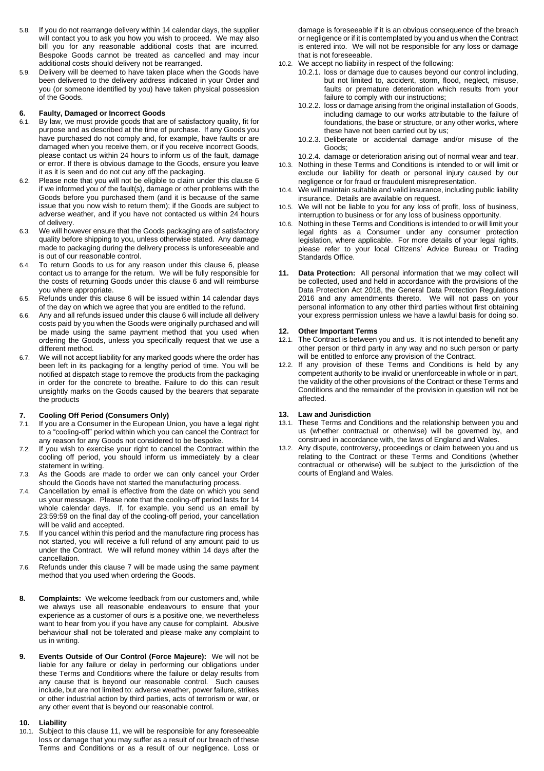5.8. If you do not rearrange delivery within 14 calendar days, the supplier will contact you to ask you how you wish to proceed. We may also bill you for any reasonable additional costs that are incurred. Bespoke Goods cannot be treated as cancelled and may incur additional costs should delivery not be rearranged.

5.9. Delivery will be deemed to have taken place when the Goods have been delivered to the delivery address indicated in your Order and you (or someone identified by you) have taken physical possession of the Goods.

## 6. Faulty, Damaged or Incorrect Goods

6.1. By law, we must provide goods that are of satisfactory quality, fit for purpose and as described at the time of purchase. If any Goods you have purchased do not comply and, for example, have faults or are damaged when you receive them, or if you receive incorrect Goods, please contact us within 24 hours to inform us of the fault, damage or error. If there is obvious damage to the Goods, ensure you leave it as it is seen and do not cut any off the packaging.

6.2. Please note that you will not be eligible to claim under this clause 6 if we informed you of the fault(s), damage or other problems with the Goods before you purchased them (and it is because of the same issue that you now wish to return them); if the Goods are subject to adverse weather, and if you have not contacted us within 24 hours of delivery.

6.3. We will however ensure that the Goods packaging are of satisfactory quality before shipping to you, unless otherwise stated. Any damage made to packaging during the delivery process is unforeseeable and is out of our reasonable control.

6.4. To return Goods to us for any reason under this clause 6, please contact us to arrange for the return. We will be fully responsible for the costs of returning Goods under this clause 6 and will reimburse you where appropriate.

6.5. Refunds under this clause 6 will be issued within 14 calendar days of the day on which we agree that you are entitled to the refund.

6.6. Any and all refunds issued under this clause 6 will include all delivery costs paid by you when the Goods were originally purchased and will be made using the same payment method that you used when ordering the Goods, unless you specifically request that we use a different method.

6.7. We will not accept liability for any marked goods where the order has been left in its packaging for a lengthy period of time. You will be notified at dispatch stage to remove the products from the packaging in order for the concrete to breathe. Failure to do this can result unsightly marks on the Goods caused by the bearers that separate the products

## 7. Cooling Off Period (Consumers Only)

7.1. If you are a Consumer in the European Union, you have a legal right to a "cooling-off" period within which you can cancel the Contract for any reason for any Goods not considered to be bespoke.

7.2. If you wish to exercise your right to cancel the Contract within the cooling off period, you should inform us immediately by a clear statement in writing.

7.3. As the Goods are made to order we can only cancel your Order should the Goods have not started the manufacturing process.

7.4. Cancellation by email is effective from the date on which you send us your message. Please note that the cooling-off period lasts for 14 whole calendar days. If, for example, you send us an email by 23:59:59 on the final day of the cooling-off period, your cancellation will be valid and accepted.

7.5. If you cancel within this period and the manufacture ring process has not started, you will receive a full refund of any amount paid to us under the Contract. We will refund money within 14 days after the cancellation.

7.6. Refunds under this clause 7 will be made using the same payment method that you used when ordering the Goods.

**8. Complaints:** We welcome feedback from our customers and, while we always use all reasonable endeavours to ensure that your experience as a customer of ours is a positive one, we nevertheless want to hear from you if you have any cause for complaint. Abusive behaviour shall not be tolerated and please make any complaint to us in writing.

**9. Events Outside of Our Control (Force Majeure):** We will not be liable for any failure or delay in performing our obligations under these Terms and Conditions where the failure or delay results from any cause that is beyond our reasonable control. Such causes include, but are not limited to: adverse weather, power failure, strikes or other industrial action by third parties, acts of terrorism or war, or any other event that is beyond our reasonable control.

## 10. Liability

10.1. Subject to this clause 11, we will be responsible for any foreseeable loss or damage that you may suffer as a result of our breach of these Terms and Conditions or as a result of our negligence. Loss or damage is foreseeable if it is an obvious consequence of the breach or negligence or if it is contemplated by you and us when the Contract is entered into. We will not be responsible for any loss or damage that is not foreseeable.

10.2. We accept no liability in respect of the following:

10.2.1. loss or damage due to causes beyond our control including, but not limited to, accident, storm, flood, neglect, misuse, faults or premature deterioration which results from your failure to comply with our instructions;

10.2.2. loss or damage arising from the original installation of Goods, including damage to our works attributable to the failure of foundations, the base or structure, or any other works, where these have not been carried out by us;

10.2.3. Deliberate or accidental damage and/or misuse of the Goods;

10.2.4. damage or deterioration arising out of normal wear and tear.

10.3. Nothing in these Terms and Conditions is intended to or will limit or exclude our liability for death or personal injury caused by our negligence or for fraud or fraudulent misrepresentation.

10.4. We will maintain suitable and valid insurance, including public liability insurance. Details are available on request.

10.5. We will not be liable to you for any loss of profit, loss of business, interruption to business or for any loss of business opportunity.

10.6. Nothing in these Terms and Conditions is intended to or will limit your legal rights as a Consumer under any consumer protection legislation, where applicable. For more details of your legal rights, please refer to your local Citizens' Advice Bureau or Trading Standards Office.

**11. Data Protection:** All personal information that we may collect will be collected, used and held in accordance with the provisions of the Data Protection Act 2018, the General Data Protection Regulations 2016 and any amendments thereto. We will not pass on your personal information to any other third parties without first obtaining your express permission unless we have a lawful basis for doing so.

## 12. Other Important Terms

12.1. The Contract is between you and us. It is not intended to benefit any other person or third party in any way and no such person or party will be entitled to enforce any provision of the Contract.

12.2. If any provision of these Terms and Conditions is held by any competent authority to be invalid or unenforceable in whole or in part, the validity of the other provisions of the Contract or these Terms and Conditions and the remainder of the provision in question will not be affected.

## 13. Law and Jurisdiction

13.1. These Terms and Conditions and the relationship between you and us (whether contractual or otherwise) will be governed by, and construed in accordance with, the laws of England and Wales.

13.2. Any dispute, controversy, proceedings or claim between you and us relating to the Contract or these Terms and Conditions (whether contractual or otherwise) will be subject to the jurisdiction of the courts of England and Wales.